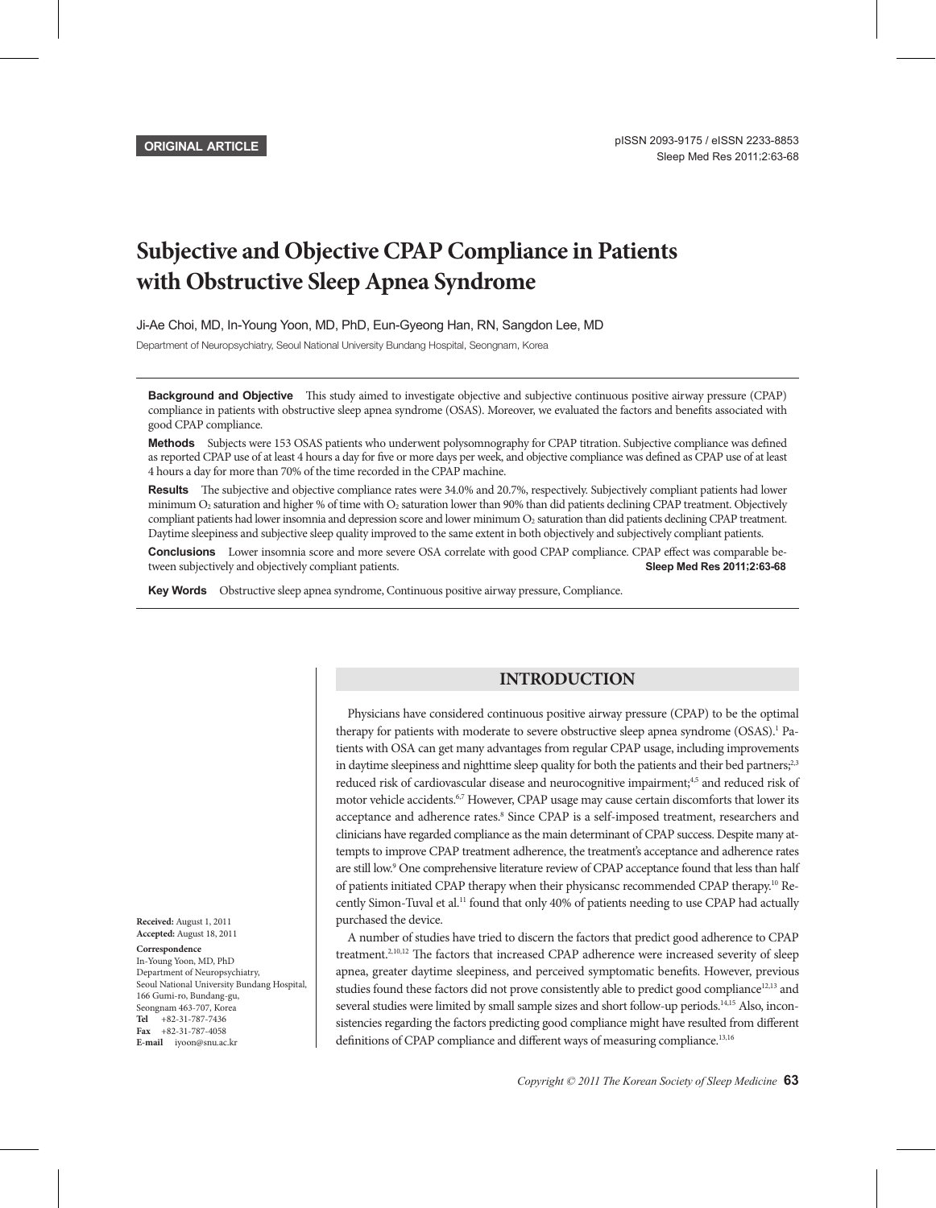ORIGINAL ARTICLE

pISSN 2093-9175 / eISSN 2233-8853

# Subjective and Objective CPAP Compliance in Patients with Obstructive Sleep Apnea Syndrome

Ji-Ae Choi, MD, In-Young Yoon, MD, PhD, Eun-Gyeong Han, RN, Sangdon Lee, MD

Department of Neuropsychiatry, Seoul National University Bundang Hospital, Seongnam, Korea

**Background and Objective** This study aimed to investigate objective and subjective continuous positive airway pressure (CPAP) compliance in patients with obstructive sleep apnea syndrome (OSAS). Moreover, we evaluated the factors and benefits associated with good CPAP compliance.

**Methods** Subjects were 153 OSAS patients who underwent polysomnography for CPAP titration. Subjective compliance was defined as reported CPAP use of at least 4 hours a day for five or more days per week, and objective compliance was defined as CPAP use of at least 4 hours a day for more than 70% of the time recorded in the CPAP machine.

**Results** The subjective and objective compliance rates were 34.0% and 20.7%, respectively. Subjectively compliant patients had lower minimum $O_2$ saturation and higher % of time with $O_2$ saturation lower than 90% than did patients declining CPAP treatment. Objectively compliant patients had lower insomnia and depression score and lower minimum $O_2$ saturation than did patients declining CPAP treatment. Daytime sleepiness and subjective sleep quality improved to the same extent in both objectively and subjectively compliant patients.

**Conclusions** Lower insomnia score and more severe OSA correlate with good CPAP compliance. CPAP effect was comparable between subjectively and objectively compliant patients. **Sleep Med Res 2011;2:63-68**

**Key Words** Obstructive sleep apnea syndrome, Continuous positive airway pressure, Compliance.

**Received:** August 1, 2011
**Accepted:** August 18, 2011

**Correspondence**
In-Young Yoon, MD, PhD
Department of Neuropsychiatry,
Seoul National University Bundang Hospital,
166 Gumi-ro, Bundang-gu,
Seongnam 463-707, Korea
**Tel** +82-31-787-7436
**Fax** +82-31-787-4058
**E-mail** iyoon@snu.ac.kr

## INTRODUCTION

Physicians have considered continuous positive airway pressure (CPAP) to be the optimal therapy for patients with moderate to severe obstructive sleep apnea syndrome (OSAS).[1] Patients with OSA can get many advantages from regular CPAP usage, including improvements in daytime sleepiness and nighttime sleep quality for both the patients and their bed partners;[2,3] reduced risk of cardiovascular disease and neurocognitive impairment;[4,5] and reduced risk of motor vehicle accidents.[6,7] However, CPAP usage may cause certain discomforts that lower its acceptance and adherence rates.[8] Since CPAP is a self-imposed treatment, researchers and clinicians have regarded compliance as the main determinant of CPAP success. Despite many attempts to improve CPAP treatment adherence, the treatment's acceptance and adherence rates are still low.[9] One comprehensive literature review of CPAP acceptance found that less than half of patients initiated CPAP therapy when their physicansc recommended CPAP therapy.[10] Recently Simon-Tuval et al.[11] found that only 40% of patients needing to use CPAP had actually purchased the device.

A number of studies have tried to discern the factors that predict good adherence to CPAP treatment.[2,10,12] The factors that increased CPAP adherence were increased severity of sleep apnea, greater daytime sleepiness, and perceived symptomatic benefits. However, previous studies found these factors did not prove consistently able to predict good compliance[12,13] and several studies were limited by small sample sizes and short follow-up periods.[14,15] Also, inconsistencies regarding the factors predicting good compliance might have resulted from different definitions of CPAP compliance and different ways of measuring compliance.[13,16]

Copyright © 2011 The Korean Society of Sleep Medicine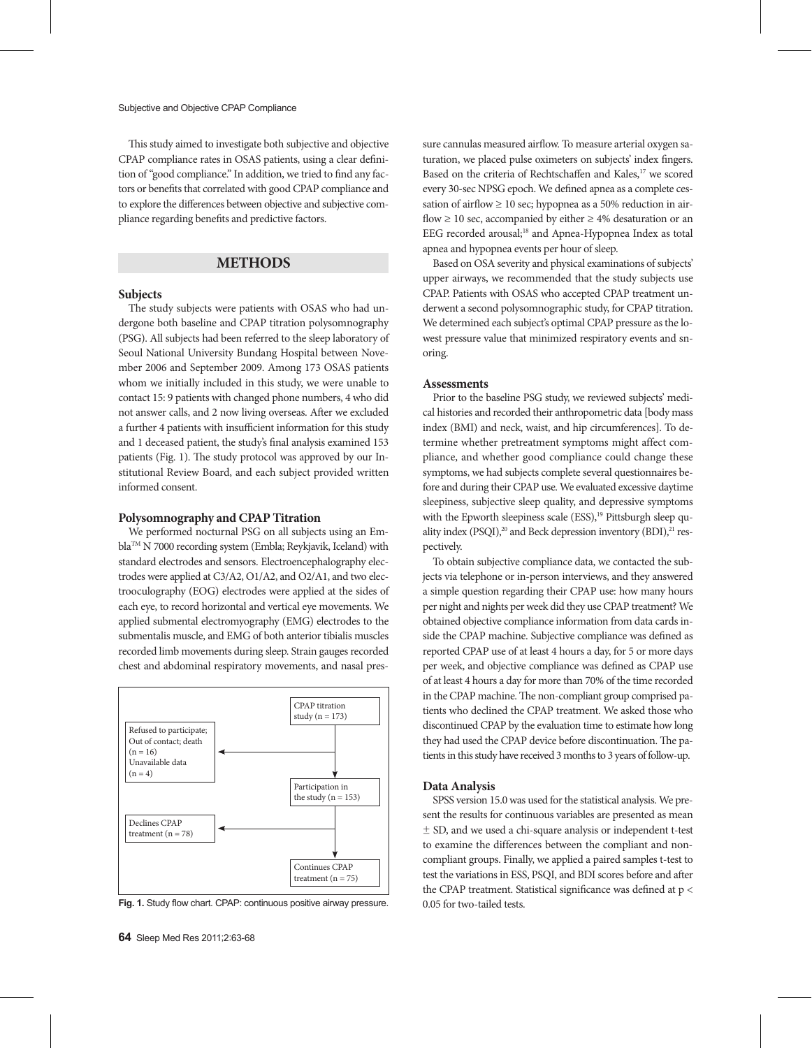This study aimed to investigate both subjective and objective CPAP compliance rates in OSAS patients, using a clear definition of "good compliance." In addition, we tried to find any factors or benefits that correlated with good CPAP compliance and to explore the differences between objective and subjective compliance regarding benefits and predictive factors.

## METHODS

### Subjects

The study subjects were patients with OSAS who had undergone both baseline and CPAP titration polysomnography (PSG). All subjects had been referred to the sleep laboratory of Seoul National University Bundang Hospital between November 2006 and September 2009. Among 173 OSAS patients whom we initially included in this study, we were unable to contact 15: 9 patients with changed phone numbers, 4 who did not answer calls, and 2 now living overseas. After we excluded a further 4 patients with insufficient information for this study and 1 deceased patient, the study's final analysis examined 153 patients (Fig. 1). The study protocol was approved by our Institutional Review Board, and each subject provided written informed consent.

### Polysomnography and CPAP Titration

We performed nocturnal PSG on all subjects using an Embla™ N 7000 recording system (Embla; Reykjavik, Iceland) with standard electrodes and sensors. Electroencephalography electrodes were applied at C3/A2, O1/A2, and O2/A1, and two electrooculography (EOG) electrodes were applied at the sides of each eye, to record horizontal and vertical eye movements. We applied submental electromyography (EMG) electrodes to the submentalis muscle, and EMG of both anterior tibialis muscles recorded limb movements during sleep. Strain gauges recorded chest and abdominal respiratory movements, and nasal pressure cannulas measured airflow. To measure arterial oxygen saturation, we placed pulse oximeters on subjects' index fingers. Based on the criteria of Rechtschaffen and Kales,[17] we scored every 30-sec NPSG epoch. We defined apnea as a complete cessation of airflow ≥ 10 sec; hypopnea as a 50% reduction in airflow ≥ 10 sec, accompanied by either ≥ 4% desaturation or an EEG recorded arousal;[18] and Apnea-Hypopnea Index as total apnea and hypopnea events per hour of sleep.

Based on OSA severity and physical examinations of subjects' upper airways, we recommended that the study subjects use CPAP. Patients with OSAS who accepted CPAP treatment underwent a second polysomnographic study, for CPAP titration. We determined each subject's optimal CPAP pressure as the lowest pressure value that minimized respiratory events and snoring.

| | | |
|---|---|---|
| | | CPAP titration study (n = 173) |
| Refused to participate; Out of contact; death (n = 16) Unavailable data (n = 4) | ← | |
| | | Participation in the study (n = 153) |
| Declines CPAP treatment (n = 78) | ← | |
| | | Continues CPAP treatment (n = 75) |

**Fig. 1.** Study flow chart. CPAP: continuous positive airway pressure.

### Assessments

Prior to the baseline PSG study, we reviewed subjects' medical histories and recorded their anthropometric data [body mass index (BMI) and neck, waist, and hip circumferences]. To determine whether pretreatment symptoms might affect compliance, and whether good compliance could change these symptoms, we had subjects complete several questionnaires before and during their CPAP use. We evaluated excessive daytime sleepiness, subjective sleep quality, and depressive symptoms with the Epworth sleepiness scale (ESS),[19] Pittsburgh sleep quality index (PSQI),[20] and Beck depression inventory (BDI),[21] respectively.

To obtain subjective compliance data, we contacted the subjects via telephone or in-person interviews, and they answered a simple question regarding their CPAP use: how many hours per night and nights per week did they use CPAP treatment? We obtained objective compliance information from data cards inside the CPAP machine. Subjective compliance was defined as reported CPAP use of at least 4 hours a day, for 5 or more days per week, and objective compliance was defined as CPAP use of at least 4 hours a day for more than 70% of the time recorded in the CPAP machine. The non-compliant group comprised patients who declined the CPAP treatment. We asked those who discontinued CPAP by the evaluation time to estimate how long they had used the CPAP device before discontinuation. The patients in this study have received 3 months to 3 years of follow-up.

### Data Analysis

SPSS version 15.0 was used for the statistical analysis. We present the results for continuous variables are presented as mean ± SD, and we used a chi-square analysis or independent t-test to examine the differences between the compliant and noncompliant groups. Finally, we applied a paired samples t-test to test the variations in ESS, PSQI, and BDI scores before and after the CPAP treatment. Statistical significance was defined at $p < 0.05$ for two-tailed tests.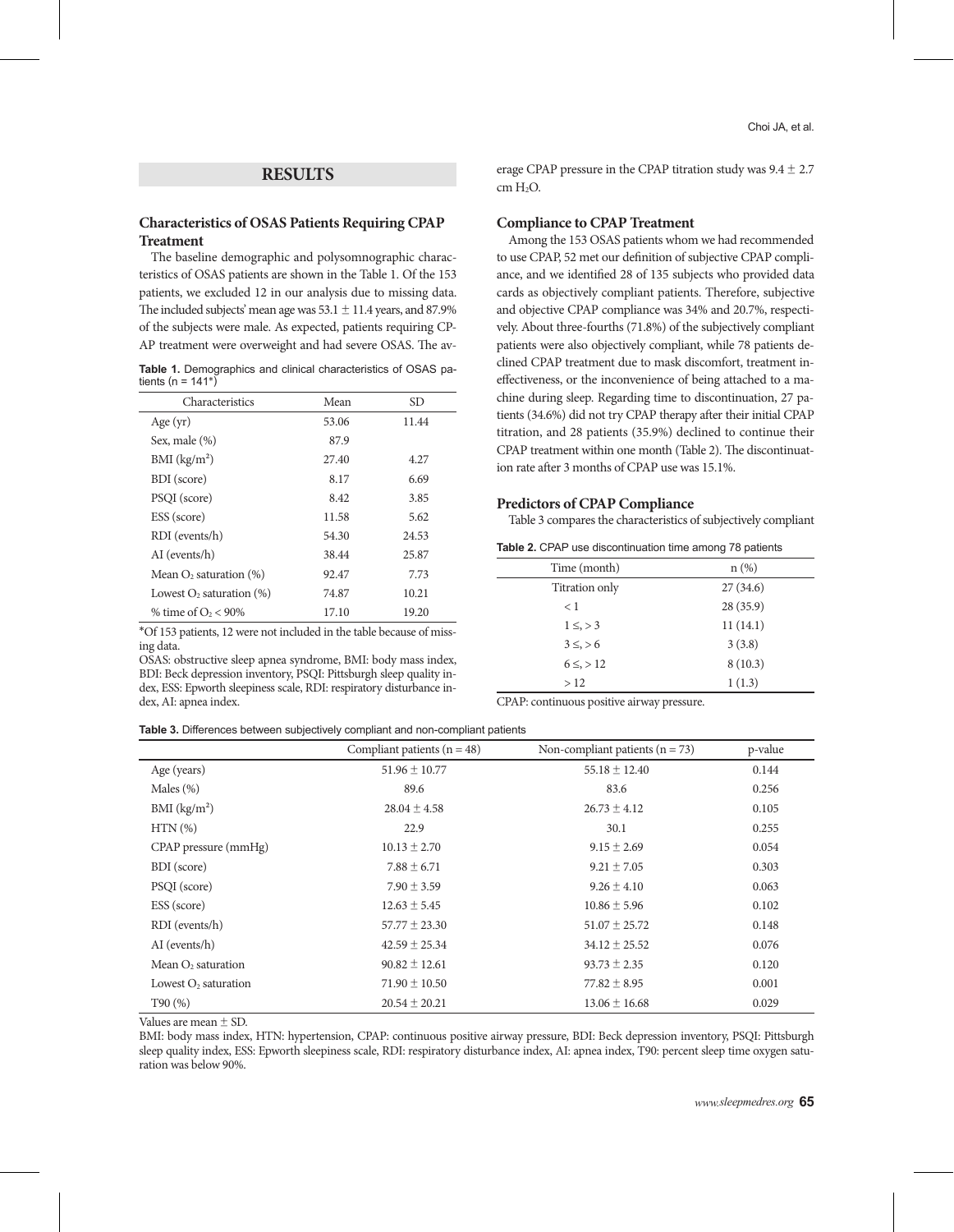## RESULTS

### Characteristics of OSAS Patients Requiring CPAP Treatment

The baseline demographic and polysomnographic characteristics of OSAS patients are shown in the Table 1. Of the 153 patients, we excluded 12 in our analysis due to missing data. The included subjects' mean age was 53.1 ± 11.4 years, and 87.9% of the subjects were male. As expected, patients requiring CPAP treatment were overweight and had severe OSAS. The average CPAP pressure in the CPAP titration study was 9.4 ± 2.7 cm $H_2O$.

**Table 1.** Demographics and clinical characteristics of OSAS patients (n = 141*)

| Characteristics | Mean | SD |
|---|---|---|
| Age (yr) | 53.06 | 11.44 |
| Sex, male (%) | 87.9 | |
| BMI (kg/m²) | 27.40 | 4.27 |
| BDI (score) | 8.17 | 6.69 |
| PSQI (score) | 8.42 | 3.85 |
| ESS (score) | 11.58 | 5.62 |
| RDI (events/h) | 54.30 | 24.53 |
| AI (events/h) | 38.44 | 25.87 |
| Mean $O_2$ saturation (%) | 92.47 | 7.73 |
| Lowest $O_2$ saturation (%) | 74.87 | 10.21 |
| % time of $O_2$ < 90% | 17.10 | 19.20 |

*Of 153 patients, 12 were not included in the table because of missing data.
OSAS: obstructive sleep apnea syndrome, BMI: body mass index, BDI: Beck depression inventory, PSQI: Pittsburgh sleep quality index, ESS: Epworth sleepiness scale, RDI: respiratory disturbance index, AI: apnea index.

### Compliance to CPAP Treatment

Among the 153 OSAS patients whom we had recommended to use CPAP, 52 met our definition of subjective CPAP compliance, and we identified 28 of 135 subjects who provided data cards as objectively compliant patients. Therefore, subjective and objective CPAP compliance was 34% and 20.7%, respectively. About three-fourths (71.8%) of the subjectively compliant patients were also objectively compliant, while 78 patients declined CPAP treatment due to mask discomfort, treatment ineffectiveness, or the inconvenience of being attached to a machine during sleep. Regarding time to discontinuation, 27 patients (34.6%) did not try CPAP therapy after their initial CPAP titration, and 28 patients (35.9%) declined to continue their CPAP treatment within one month (Table 2). The discontinuation rate after 3 months of CPAP use was 15.1%.

**Table 2.** CPAP use discontinuation time among 78 patients

| Time (month) | n (%) |
|---|---|
| Titration only | 27 (34.6) |
| < 1 | 28 (35.9) |
| 1 ≤, > 3 | 11 (14.1) |
| 3 ≤, > 6 | 3 (3.8) |
| 6 ≤, > 12 | 8 (10.3) |
| > 12 | 1 (1.3) |

CPAP: continuous positive airway pressure.

### Predictors of CPAP Compliance

Table 3 compares the characteristics of subjectively compliant

**Table 3.** Differences between subjectively compliant and non-compliant patients

| | Compliant patients (n = 48) | Non-compliant patients (n = 73) | p-value |
|---|---|---|---|
| Age (years) | 51.96 ± 10.77 | 55.18 ± 12.40 | 0.144 |
| Males (%) | 89.6 | 83.6 | 0.256 |
| BMI (kg/m²) | 28.04 ± 4.58 | 26.73 ± 4.12 | 0.105 |
| HTN (%) | 22.9 | 30.1 | 0.255 |
| CPAP pressure (mmHg) | 10.13 ± 2.70 | 9.15 ± 2.69 | 0.054 |
| BDI (score) | 7.88 ± 6.71 | 9.21 ± 7.05 | 0.303 |
| PSQI (score) | 7.90 ± 3.59 | 9.26 ± 4.10 | 0.063 |
| ESS (score) | 12.63 ± 5.45 | 10.86 ± 5.96 | 0.102 |
| RDI (events/h) | 57.77 ± 23.30 | 51.07 ± 25.72 | 0.148 |
| AI (events/h) | 42.59 ± 25.34 | 34.12 ± 25.52 | 0.076 |
| Mean $O_2$ saturation | 90.82 ± 12.61 | 93.73 ± 2.35 | 0.120 |
| Lowest $O_2$ saturation | 71.90 ± 10.50 | 77.82 ± 8.95 | 0.001 |
| T90 (%) | 20.54 ± 20.21 | 13.06 ± 16.68 | 0.029 |

Values are mean ± SD.
BMI: body mass index, HTN: hypertension, CPAP: continuous positive airway pressure, BDI: Beck depression inventory, PSQI: Pittsburgh sleep quality index, ESS: Epworth sleepiness scale, RDI: respiratory disturbance index, AI: apnea index, T90: percent sleep time oxygen saturation was below 90%.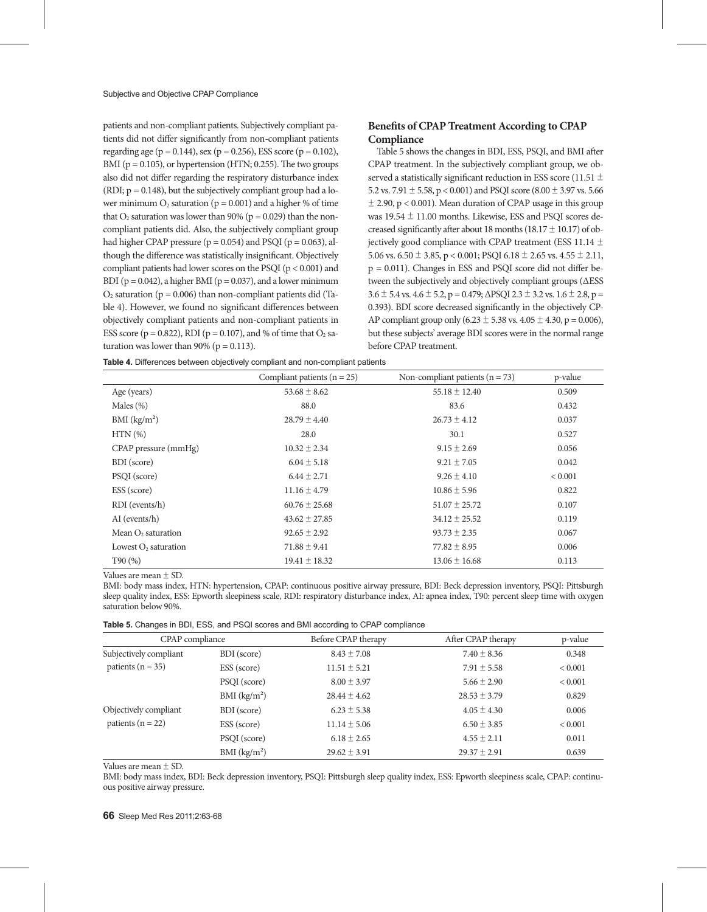patients and non-compliant patients. Subjectively compliant patients did not differ significantly from non-compliant patients regarding age (p = 0.144), sex (p = 0.256), ESS score (p = 0.102), BMI (p = 0.105), or hypertension (HTN; 0.255). The two groups also did not differ regarding the respiratory disturbance index (RDI; p = 0.148), but the subjectively compliant group had a lower minimum $O_2$ saturation (p = 0.001) and a higher % of time that $O_2$ saturation was lower than 90% (p = 0.029) than the non-compliant patients did. Also, the subjectively compliant group had higher CPAP pressure (p = 0.054) and PSQI (p = 0.063), although the difference was statistically insignificant. Objectively compliant patients had lower scores on the PSQI (p < 0.001) and BDI (p = 0.042), a higher BMI (p = 0.037), and a lower minimum $O_2$ saturation (p = 0.006) than non-compliant patients did (Table 4). However, we found no significant differences between objectively compliant patients and non-compliant patients in ESS score (p = 0.822), RDI (p = 0.107), and % of time that $O_2$ saturation was lower than 90% (p = 0.113).

## Benefits of CPAP Treatment According to CPAP Compliance

Table 5 shows the changes in BDI, ESS, PSQI, and BMI after CPAP treatment. In the subjectively compliant group, we observed a statistically significant reduction in ESS score (11.51 ± 5.2 vs. 7.91 ± 5.58, p < 0.001) and PSQI score (8.00 ± 3.97 vs. 5.66 ± 2.90, p < 0.001). Mean duration of CPAP usage in this group was 19.54 ± 11.00 months. Likewise, ESS and PSQI scores decreased significantly after about 18 months (18.17 ± 10.17) of objectively good compliance with CPAP treatment (ESS 11.14 ± 5.06 vs. 6.50 ± 3.85, p < 0.001; PSQI 6.18 ± 2.65 vs. 4.55 ± 2.11, p = 0.011). Changes in ESS and PSQI score did not differ between the subjectively and objectively compliant groups (ΔESS 3.6 ± 5.4 vs. 4.6 ± 5.2, p = 0.479; ΔPSQI 2.3 ± 3.2 vs. 1.6 ± 2.8, p = 0.393). BDI score decreased significantly in the objectively CPAP compliant group only (6.23 ± 5.38 vs. 4.05 ± 4.30, p = 0.006), but these subjects' average BDI scores were in the normal range before CPAP treatment.

**Table 4.** Differences between objectively compliant and non-compliant patients

| | Compliant patients (n = 25) | Non-compliant patients (n = 73) | p-value |
|---|---|---|---|
| Age (years) | 53.68 ± 8.62 | 55.18 ± 12.40 | 0.509 |
| Males (%) | 88.0 | 83.6 | 0.432 |
| BMI ($kg/m^2$) | 28.79 ± 4.40 | 26.73 ± 4.12 | 0.037 |
| HTN (%) | 28.0 | 30.1 | 0.527 |
| CPAP pressure (mmHg) | 10.32 ± 2.34 | 9.15 ± 2.69 | 0.056 |
| BDI (score) | 6.04 ± 5.18 | 9.21 ± 7.05 | 0.042 |
| PSQI (score) | 6.44 ± 2.71 | 9.26 ± 4.10 | < 0.001 |
| ESS (score) | 11.16 ± 4.79 | 10.86 ± 5.96 | 0.822 |
| RDI (events/h) | 60.76 ± 25.68 | 51.07 ± 25.72 | 0.107 |
| AI (events/h) | 43.62 ± 27.85 | 34.12 ± 25.52 | 0.119 |
| Mean $O_2$ saturation | 92.65 ± 2.92 | 93.73 ± 2.35 | 0.067 |
| Lowest $O_2$ saturation | 71.88 ± 9.41 | 77.82 ± 8.95 | 0.006 |
| T90 (%) | 19.41 ± 18.32 | 13.06 ± 16.68 | 0.113 |

Values are mean ± SD.
BMI: body mass index, HTN: hypertension, CPAP: continuous positive airway pressure, BDI: Beck depression inventory, PSQI: Pittsburgh sleep quality index, ESS: Epworth sleepiness scale, RDI: respiratory disturbance index, AI: apnea index, T90: percent sleep time with oxygen saturation below 90%.

**Table 5.** Changes in BDI, ESS, and PSQI scores and BMI according to CPAP compliance

| CPAP compliance | | Before CPAP therapy | After CPAP therapy | p-value |
|---|---|---|---|---|
| Subjectively compliant patients (n = 35) | BDI (score) | 8.43 ± 7.08 | 7.40 ± 8.36 | 0.348 |
| | ESS (score) | 11.51 ± 5.21 | 7.91 ± 5.58 | < 0.001 |
| | PSQI (score) | 8.00 ± 3.97 | 5.66 ± 2.90 | < 0.001 |
| | BMI ($kg/m^2$) | 28.44 ± 4.62 | 28.53 ± 3.79 | 0.829 |
| Objectively compliant patients (n = 22) | BDI (score) | 6.23 ± 5.38 | 4.05 ± 4.30 | 0.006 |
| | ESS (score) | 11.14 ± 5.06 | 6.50 ± 3.85 | < 0.001 |
| | PSQI (score) | 6.18 ± 2.65 | 4.55 ± 2.11 | 0.011 |
| | BMI ($kg/m^2$) | 29.62 ± 3.91 | 29.37 ± 2.91 | 0.639 |

Values are mean ± SD.
BMI: body mass index, BDI: Beck depression inventory, PSQI: Pittsburgh sleep quality index, ESS: Epworth sleepiness scale, CPAP: continuous positive airway pressure.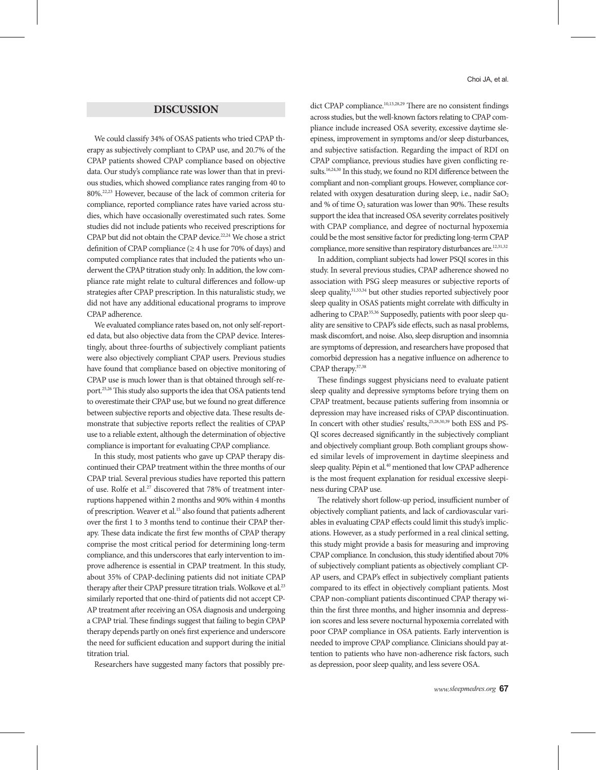## DISCUSSION

We could classify 34% of OSAS patients who tried CPAP therapy as subjectively compliant to CPAP use, and 20.7% of the CPAP patients showed CPAP compliance based on objective data. Our study's compliance rate was lower than that in previous studies, which showed compliance rates ranging from 40 to 80%.[22,23] However, because of the lack of common criteria for compliance, reported compliance rates have varied across studies, which have occasionally overestimated such rates. Some studies did not include patients who received prescriptions for CPAP but did not obtain the CPAP device.[22,24] We chose a strict definition of CPAP compliance (≥ 4 h use for 70% of days) and computed compliance rates that included the patients who underwent the CPAP titration study only. In addition, the low compliance rate might relate to cultural differences and follow-up strategies after CPAP prescription. In this naturalistic study, we did not have any additional educational programs to improve CPAP adherence.

We evaluated compliance rates based on, not only self-reported data, but also objective data from the CPAP device. Interestingly, about three-fourths of subjectively compliant patients were also objectively compliant CPAP users. Previous studies have found that compliance based on objective monitoring of CPAP use is much lower than is that obtained through self-report.[25,26] This study also supports the idea that OSA patients tend to overestimate their CPAP use, but we found no great difference between subjective reports and objective data. These results demonstrate that subjective reports reflect the realities of CPAP use to a reliable extent, although the determination of objective compliance is important for evaluating CPAP compliance.

In this study, most patients who gave up CPAP therapy discontinued their CPAP treatment within the three months of our CPAP trial. Several previous studies have reported this pattern of use. Rolfe et al.[27] discovered that 78% of treatment interruptions happened within 2 months and 90% within 4 months of prescription. Weaver et al.[15] also found that patients adherent over the first 1 to 3 months tend to continue their CPAP therapy. These data indicate the first few months of CPAP therapy comprise the most critical period for determining long-term compliance, and this underscores that early intervention to improve adherence is essential in CPAP treatment. In this study, about 35% of CPAP-declining patients did not initiate CPAP therapy after their CPAP pressure titration trials. Wolkove et al.[23] similarly reported that one-third of patients did not accept CPAP treatment after receiving an OSA diagnosis and undergoing a CPAP trial. These findings suggest that failing to begin CPAP therapy depends partly on one's first experience and underscore the need for sufficient education and support during the initial titration trial.

Researchers have suggested many factors that possibly predict CPAP compliance.[10,13,28,29] There are no consistent findings across studies, but the well-known factors relating to CPAP compliance include increased OSA severity, excessive daytime sleepiness, improvement in symptoms and/or sleep disturbances, and subjective satisfaction. Regarding the impact of RDI on CPAP compliance, previous studies have given conflicting results.[16,24,30] In this study, we found no RDI difference between the compliant and non-compliant groups. However, compliance correlated with oxygen desaturation during sleep, i.e., nadir $SaO_2$ and % of time $O_2$ saturation was lower than 90%. These results support the idea that increased OSA severity correlates positively with CPAP compliance, and degree of nocturnal hypoxemia could be the most sensitive factor for predicting long-term CPAP compliance, more sensitive than respiratory disturbances are.[12,31,32]

In addition, compliant subjects had lower PSQI scores in this study. In several previous studies, CPAP adherence showed no association with PSG sleep measures or subjective reports of sleep quality,[31,33,34] but other studies reported subjectively poor sleep quality in OSAS patients might correlate with difficulty in adhering to CPAP.[35,36] Supposedly, patients with poor sleep quality are sensitive to CPAP's side effects, such as nasal problems, mask discomfort, and noise. Also, sleep disruption and insomnia are symptoms of depression, and researchers have proposed that comorbid depression has a negative influence on adherence to CPAP therapy.[37,38]

These findings suggest physicians need to evaluate patient sleep quality and depressive symptoms before trying them on CPAP treatment, because patients suffering from insomnia or depression may have increased risks of CPAP discontinuation. In concert with other studies' results,[25,28,30,39] both ESS and PSQI scores decreased significantly in the subjectively compliant and objectively compliant group. Both compliant groups showed similar levels of improvement in daytime sleepiness and sleep quality. Pépin et al.[40] mentioned that low CPAP adherence is the most frequent explanation for residual excessive sleepiness during CPAP use.

The relatively short follow-up period, insufficient number of objectively compliant patients, and lack of cardiovascular variables in evaluating CPAP effects could limit this study's implications. However, as a study performed in a real clinical setting, this study might provide a basis for measuring and improving CPAP compliance. In conclusion, this study identified about 70% of subjectively compliant patients as objectively compliant CPAP users, and CPAP's effect in subjectively compliant patients compared to its effect in objectively compliant patients. Most CPAP non-compliant patients discontinued CPAP therapy within the first three months, and higher insomnia and depression scores and less severe nocturnal hypoxemia correlated with poor CPAP compliance in OSA patients. Early intervention is needed to improve CPAP compliance. Clinicians should pay attention to patients who have non-adherence risk factors, such as depression, poor sleep quality, and less severe OSA.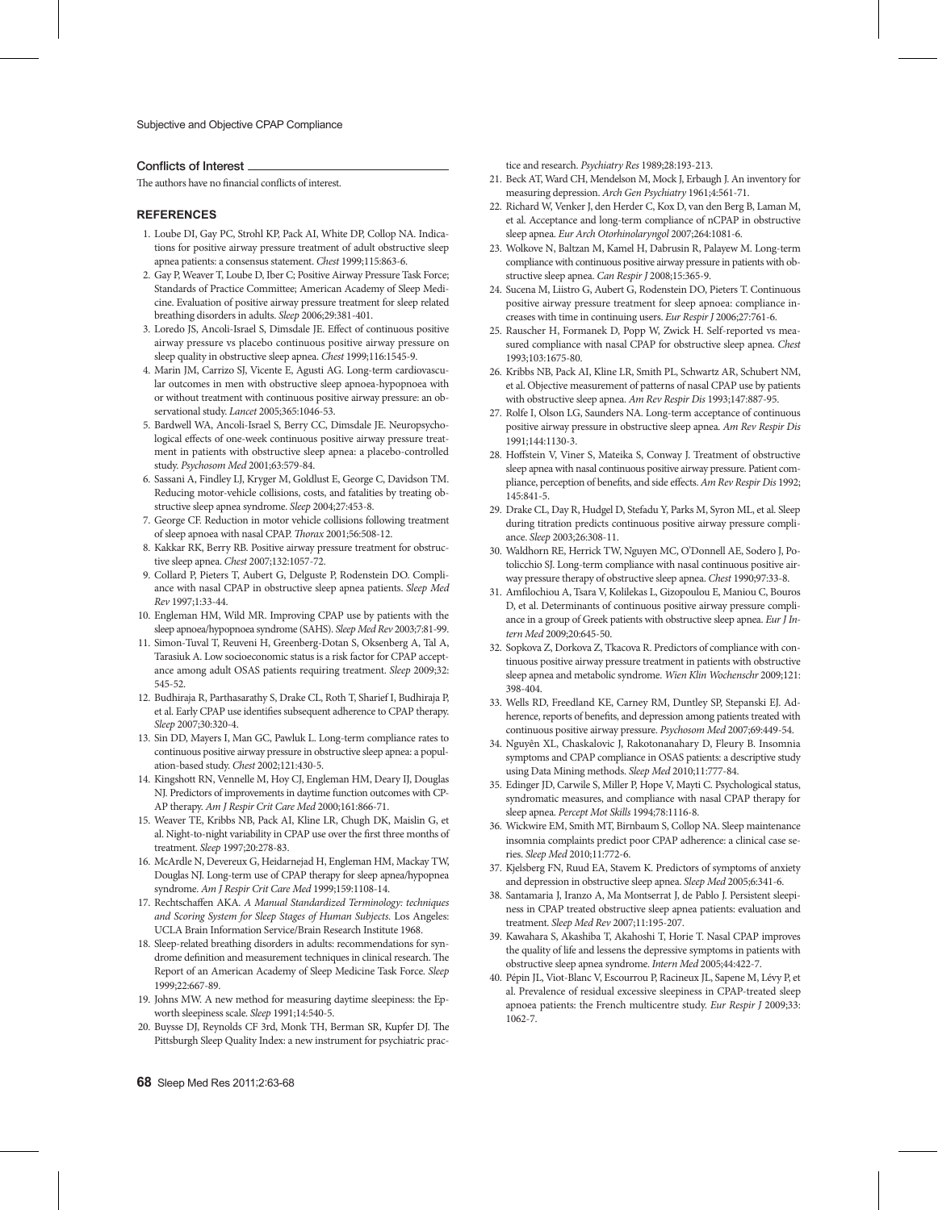## Conflicts of Interest

The authors have no financial conflicts of interest.

## REFERENCES

1. Loube DI, Gay PC, Strohl KP, Pack AI, White DP, Collop NA. Indications for positive airway pressure treatment of adult obstructive sleep apnea patients: a consensus statement. *Chest* 1999;115:863-6.
2. Gay P, Weaver T, Loube D, Iber C; Positive Airway Pressure Task Force; Standards of Practice Committee; American Academy of Sleep Medicine. Evaluation of positive airway pressure treatment for sleep related breathing disorders in adults. *Sleep* 2006;29:381-401.
3. Loredo JS, Ancoli-Israel S, Dimsdale JE. Effect of continuous positive airway pressure vs placebo continuous positive airway pressure on sleep quality in obstructive sleep apnea. *Chest* 1999;116:1545-9.
4. Marin JM, Carrizo SJ, Vicente E, Agusti AG. Long-term cardiovascular outcomes in men with obstructive sleep apnoea-hypopnoea with or without treatment with continuous positive airway pressure: an observational study. *Lancet* 2005;365:1046-53.
5. Bardwell WA, Ancoli-Israel S, Berry CC, Dimsdale JE. Neuropsychological effects of one-week continuous positive airway pressure treatment in patients with obstructive sleep apnea: a placebo-controlled study. *Psychosom Med* 2001;63:579-84.
6. Sassani A, Findley LJ, Kryger M, Goldlust E, George C, Davidson TM. Reducing motor-vehicle collisions, costs, and fatalities by treating obstructive sleep apnea syndrome. *Sleep* 2004;27:453-8.
7. George CF. Reduction in motor vehicle collisions following treatment of sleep apnoea with nasal CPAP. *Thorax* 2001;56:508-12.
8. Kakkar RK, Berry RB. Positive airway pressure treatment for obstructive sleep apnea. *Chest* 2007;132:1057-72.
9. Collard P, Pieters T, Aubert G, Delguste P, Rodenstein DO. Compliance with nasal CPAP in obstructive sleep apnea patients. *Sleep Med Rev* 1997;1:33-44.
10. Engleman HM, Wild MR. Improving CPAP use by patients with the sleep apnoea/hypopnoea syndrome (SAHS). *Sleep Med Rev* 2003;7:81-99.
11. Simon-Tuval T, Reuveni H, Greenberg-Dotan S, Oksenberg A, Tal A, Tarasiuk A. Low socioeconomic status is a risk factor for CPAP acceptance among adult OSAS patients requiring treatment. *Sleep* 2009;32:545-52.
12. Budhiraja R, Parthasarathy S, Drake CL, Roth T, Sharief I, Budhiraja P, et al. Early CPAP use identifies subsequent adherence to CPAP therapy. *Sleep* 2007;30:320-4.
13. Sin DD, Mayers I, Man GC, Pawluk L. Long-term compliance rates to continuous positive airway pressure in obstructive sleep apnea: a population-based study. *Chest* 2002;121:430-5.
14. Kingshott RN, Vennelle M, Hoy CJ, Engleman HM, Deary IJ, Douglas NJ. Predictors of improvements in daytime function outcomes with CPAP therapy. *Am J Respir Crit Care Med* 2000;161:866-71.
15. Weaver TE, Kribbs NB, Pack AI, Kline LR, Chugh DK, Maislin G, et al. Night-to-night variability in CPAP use over the first three months of treatment. *Sleep* 1997;20:278-83.
16. McArdle N, Devereux G, Heidarnejad H, Engleman HM, Mackay TW, Douglas NJ. Long-term use of CPAP therapy for sleep apnea/hypopnea syndrome. *Am J Respir Crit Care Med* 1999;159:1108-14.
17. Rechtschaffen AKA. *A Manual Standardized Terminology: techniques and Scoring System for Sleep Stages of Human Subjects.* Los Angeles: UCLA Brain Information Service/Brain Research Institute 1968.
18. Sleep-related breathing disorders in adults: recommendations for syndrome definition and measurement techniques in clinical research. The Report of an American Academy of Sleep Medicine Task Force. *Sleep* 1999;22:667-89.
19. Johns MW. A new method for measuring daytime sleepiness: the Epworth sleepiness scale. *Sleep* 1991;14:540-5.
20. Buysse DJ, Reynolds CF 3rd, Monk TH, Berman SR, Kupfer DJ. The Pittsburgh Sleep Quality Index: a new instrument for psychiatric practice and research. *Psychiatry Res* 1989;28:193-213.
21. Beck AT, Ward CH, Mendelson M, Mock J, Erbaugh J. An inventory for measuring depression. *Arch Gen Psychiatry* 1961;4:561-71.
22. Richard W, Venker J, den Herder C, Kox D, van den Berg B, Laman M, et al. Acceptance and long-term compliance of nCPAP in obstructive sleep apnea. *Eur Arch Otorhinolaryngol* 2007;264:1081-6.
23. Wolkove N, Baltzan M, Kamel H, Dabrusin R, Palayew M. Long-term compliance with continuous positive airway pressure in patients with obstructive sleep apnea. *Can Respir J* 2008;15:365-9.
24. Sucena M, Liistro G, Aubert G, Rodenstein DO, Pieters T. Continuous positive airway pressure treatment for sleep apnoea: compliance increases with time in continuing users. *Eur Respir J* 2006;27:761-6.
25. Rauscher H, Formanek D, Popp W, Zwick H. Self-reported vs measured compliance with nasal CPAP for obstructive sleep apnea. *Chest* 1993;103:1675-80.
26. Kribbs NB, Pack AI, Kline LR, Smith PL, Schwartz AR, Schubert NM, et al. Objective measurement of patterns of nasal CPAP use by patients with obstructive sleep apnea. *Am Rev Respir Dis* 1993;147:887-95.
27. Rolfe I, Olson LG, Saunders NA. Long-term acceptance of continuous positive airway pressure in obstructive sleep apnea. *Am Rev Respir Dis* 1991;144:1130-3.
28. Hoffstein V, Viner S, Mateika S, Conway J. Treatment of obstructive sleep apnea with nasal continuous positive airway pressure. Patient compliance, perception of benefits, and side effects. *Am Rev Respir Dis* 1992;145:841-5.
29. Drake CL, Day R, Hudgel D, Stefadu Y, Parks M, Syron ML, et al. Sleep during titration predicts continuous positive airway pressure compliance. *Sleep* 2003;26:308-11.
30. Waldhorn RE, Herrick TW, Nguyen MC, O'Donnell AE, Sodero J, Potolicchio SJ. Long-term compliance with nasal continuous positive airway pressure therapy of obstructive sleep apnea. *Chest* 1990;97:33-8.
31. Amfilochiou A, Tsara V, Kolilekas L, Gizopoulou E, Maniou C, Bouros D, et al. Determinants of continuous positive airway pressure compliance in a group of Greek patients with obstructive sleep apnea. *Eur J Intern Med* 2009;20:645-50.
32. Sopkova Z, Dorkova Z, Tkacova R. Predictors of compliance with continuous positive airway pressure treatment in patients with obstructive sleep apnea and metabolic syndrome. *Wien Klin Wochenschr* 2009;121:398-404.
33. Wells RD, Freedland KE, Carney RM, Duntley SP, Stepanski EJ. Adherence, reports of benefits, and depression among patients treated with continuous positive airway pressure. *Psychosom Med* 2007;69:449-54.
34. Nguyên XL, Chaskalovic J, Rakotonanahary D, Fleury B. Insomnia symptoms and CPAP compliance in OSAS patients: a descriptive study using Data Mining methods. *Sleep Med* 2010;11:777-84.
35. Edinger JD, Carwile S, Miller P, Hope V, Mayti C. Psychological status, syndromatic measures, and compliance with nasal CPAP therapy for sleep apnea. *Percept Mot Skills* 1994;78:1116-8.
36. Wickwire EM, Smith MT, Birnbaum S, Collop NA. Sleep maintenance insomnia complaints predict poor CPAP adherence: a clinical case series. *Sleep Med* 2010;11:772-6.
37. Kjelsberg FN, Ruud EA, Stavem K. Predictors of symptoms of anxiety and depression in obstructive sleep apnea. *Sleep Med* 2005;6:341-6.
38. Santamaria J, Iranzo A, Ma Montserrat J, de Pablo J. Persistent sleepiness in CPAP treated obstructive sleep apnea patients: evaluation and treatment. *Sleep Med Rev* 2007;11:195-207.
39. Kawahara S, Akashiba T, Akahoshi T, Horie T. Nasal CPAP improves the quality of life and lessens the depressive symptoms in patients with obstructive sleep apnea syndrome. *Intern Med* 2005;44:422-7.
40. Pépin JL, Viot-Blanc V, Escourrou P, Racineux JL, Sapene M, Lévy P, et al. Prevalence of residual excessive sleepiness in CPAP-treated sleep apnoea patients: the French multicentre study. *Eur Respir J* 2009;33:1062-7.